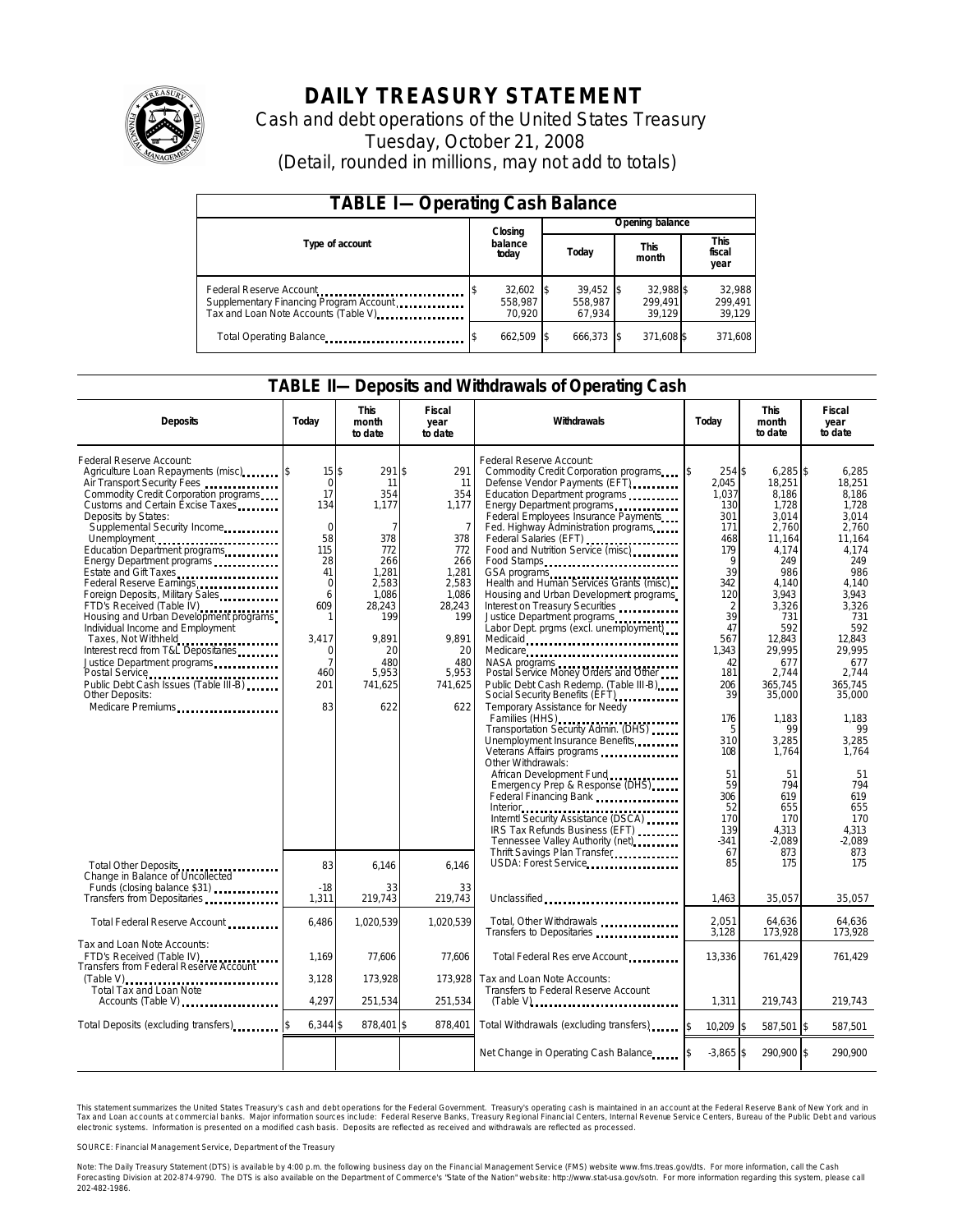# DAILY TREASURY STATEMENT

Cash and debt operations of the United States Treasury

Tuesday, October 21, 2008

(Detail, rounded in millions, may not add to totals)

## TABLE I—Operating Cash Balance

| Type of account | Closing balance today | Opening balance Today | Opening balance This month | Opening balance This fiscal year |
|---|---|---|---|---|
| Federal Reserve Account | $ 32,602 | $ 39,452 | $ 32,988 | $ 32,988 |
| Supplementary Financing Program Account | 558,987 | 558,987 | 299,491 | 299,491 |
| Tax and Loan Note Accounts (Table V) | 70,920 | 67,934 | 39,129 | 39,129 |
| Total Operating Balance | $ 662,509 | $ 666,373 | $ 371,608 | $ 371,608 |

## TABLE II—Deposits and Withdrawals of Operating Cash

| Deposits | Today | This month to date | Fiscal year to date | Withdrawals | Today | This month to date | Fiscal year to date |
|---|---|---|---|---|---|---|---|
| Federal Reserve Account: | | | | Federal Reserve Account: | | | |
| Agriculture Loan Repayments (misc) | $ 15 | $ 291 | $ 291 | Commodity Credit Corporation programs | $ 254 | $ 6,285 | $ 6,285 |
| Air Transport Security Fees | 0 | 11 | 11 | Defense Vendor Payments (EFT) | 2,045 | 18,251 | 18,251 |
| Commodity Credit Corporation programs | 17 | 354 | 354 | Education Department programs | 1,037 | 8,186 | 8,186 |
| Customs and Certain Excise Taxes | 134 | 1,177 | 1,177 | Energy Department programs | 130 | 1,728 | 1,728 |
| Deposits by States: | | | | Federal Employees Insurance Payments | 301 | 3,014 | 3,014 |
| Supplemental Security Income | 0 | 7 | 7 | Fed. Highway Administration programs | 171 | 2,760 | 2,760 |
| Unemployment | 58 | 378 | 378 | Federal Salaries (EFT) | 468 | 11,164 | 11,164 |
| Education Department programs | 115 | 772 | 772 | Food and Nutrition Service (misc) | 179 | 4,174 | 4,174 |
| Energy Department programs | 28 | 266 | 266 | Food Stamps | 9 | 249 | 249 |
| Estate and Gift Taxes | 41 | 1,281 | 1,281 | GSA programs | 39 | 986 | 986 |
| Federal Reserve Earnings | 0 | 2,583 | 2,583 | Health and Human Services Grants (misc) | 342 | 4,140 | 4,140 |
| Foreign Deposits, Military Sales | 6 | 1,086 | 1,086 | Housing and Urban Development programs | 120 | 3,943 | 3,943 |
| FTD's Received (Table IV) | 609 | 28,243 | 28,243 | Interest on Treasury Securities | 2 | 3,326 | 3,326 |
| Housing and Urban Development programs | 1 | 199 | 199 | Justice Department programs | 39 | 731 | 731 |
| Individual Income and Employment | | | | Labor Dept. prgms (excl. unemployment) | 47 | 592 | 592 |
| Taxes, Not Withheld | 3,417 | 9,891 | 9,891 | Medicaid | 567 | 12,843 | 12,843 |
| Interest recd from T&L Depositaries | 0 | 20 | 20 | Medicare | 1,343 | 29,995 | 29,995 |
| Justice Department programs | 7 | 480 | 480 | NASA programs | 42 | 677 | 677 |
| Postal Service | 460 | 5,953 | 5,953 | Postal Service Money Orders and Other | 181 | 2,744 | 2,744 |
| Public Debt Cash Issues (Table III-B) | 201 | 741,625 | 741,625 | Public Debt Cash Redemp. (Table III-B) | 206 | 365,745 | 365,745 |
| Other Deposits: | | | | Social Security Benefits (EFT) | 39 | 35,000 | 35,000 |
| Medicare Premiums | 83 | 622 | 622 | Temporary Assistance for Needy Families (HHS) | 176 | 1,183 | 1,183 |
| | | | | Transportation Security Admin. (DHS) | 5 | 99 | 99 |
| | | | | Unemployment Insurance Benefits | 310 | 3,285 | 3,285 |
| | | | | Veterans Affairs programs | 108 | 1,764 | 1,764 |
| | | | | Other Withdrawals: | | | |
| | | | | African Development Fund | 51 | 51 | 51 |
| | | | | Emergency Prep & Response (DHS) | 59 | 794 | 794 |
| | | | | Federal Financing Bank | 306 | 619 | 619 |
| | | | | Interior | 52 | 655 | 655 |
| | | | | Internl Security Assistance (DSCA) | 170 | 170 | 170 |
| | | | | IRS Tax Refunds Business (EFT) | 139 | 4,313 | 4,313 |
| | | | | Tennessee Valley Authority (net) | -341 | -2,089 | -2,089 |
| | | | | Thrift Savings Plan Transfer | 67 | 873 | 873 |
| Total Other Deposits | 83 | 6,146 | 6,146 | USDA: Forest Service | 85 | 175 | 175 |
| Change in Balance of Uncollected Funds (closing balance $31) | -18 | 33 | 33 | | | | |
| Transfers from Depositaries | 1,311 | 219,743 | 219,743 | Unclassified | 1,463 | 35,057 | 35,057 |
| Total Federal Reserve Account | 6,486 | 1,020,539 | 1,020,539 | Total, Other Withdrawals | 2,051 | 64,636 | 64,636 |
| | | | | Transfers to Depositaries | 3,128 | 173,928 | 173,928 |
| Tax and Loan Note Accounts: | | | | | | | |
| FTD's Received (Table IV) | 1,169 | 77,606 | 77,606 | Total Federal Reserve Account | 13,336 | 761,429 | 761,429 |
| Transfers from Federal Reserve Account (Table V) | 3,128 | 173,928 | 173,928 | Tax and Loan Note Accounts: | | | |
| Total Tax and Loan Note Accounts (Table V) | 4,297 | 251,534 | 251,534 | Transfers to Federal Reserve Account (Table V) | 1,311 | 219,743 | 219,743 |
| Total Deposits (excluding transfers) | $ 6,344 | $ 878,401 | $ 878,401 | Total Withdrawals (excluding transfers) | $ 10,209 | $ 587,501 | $ 587,501 |
| | | | | Net Change in Operating Cash Balance | $ -3,865 | $ 290,900 | $ 290,900 |

This statement summarizes the United States Treasury's cash and debt operations for the Federal Government. Treasury's operating cash is maintained in an account at the Federal Reserve Bank of New York and in Tax and Loan accounts at commercial banks. Major information sources include: Federal Reserve Banks, Treasury Regional Financial Centers, Internal Revenue Service Centers, Bureau of the Public Debt and various electronic systems. Information is presented on a modified cash basis. Deposits are reflected as received and withdrawals are reflected as processed.

SOURCE: Financial Management Service, Department of the Treasury

Note: The Daily Treasury Statement (DTS) is available by 4:00 p.m. the following business day on the Financial Management Service (FMS) website www.fms.treas.gov/dts. For more information, call the Cash Forecasting Division at 202-874-9790. The DTS is also available on the Department of Commerce's "State of the Nation" website: http://www.stat-usa.gov/sotn. For more information regarding this system, please call 202-482-1986.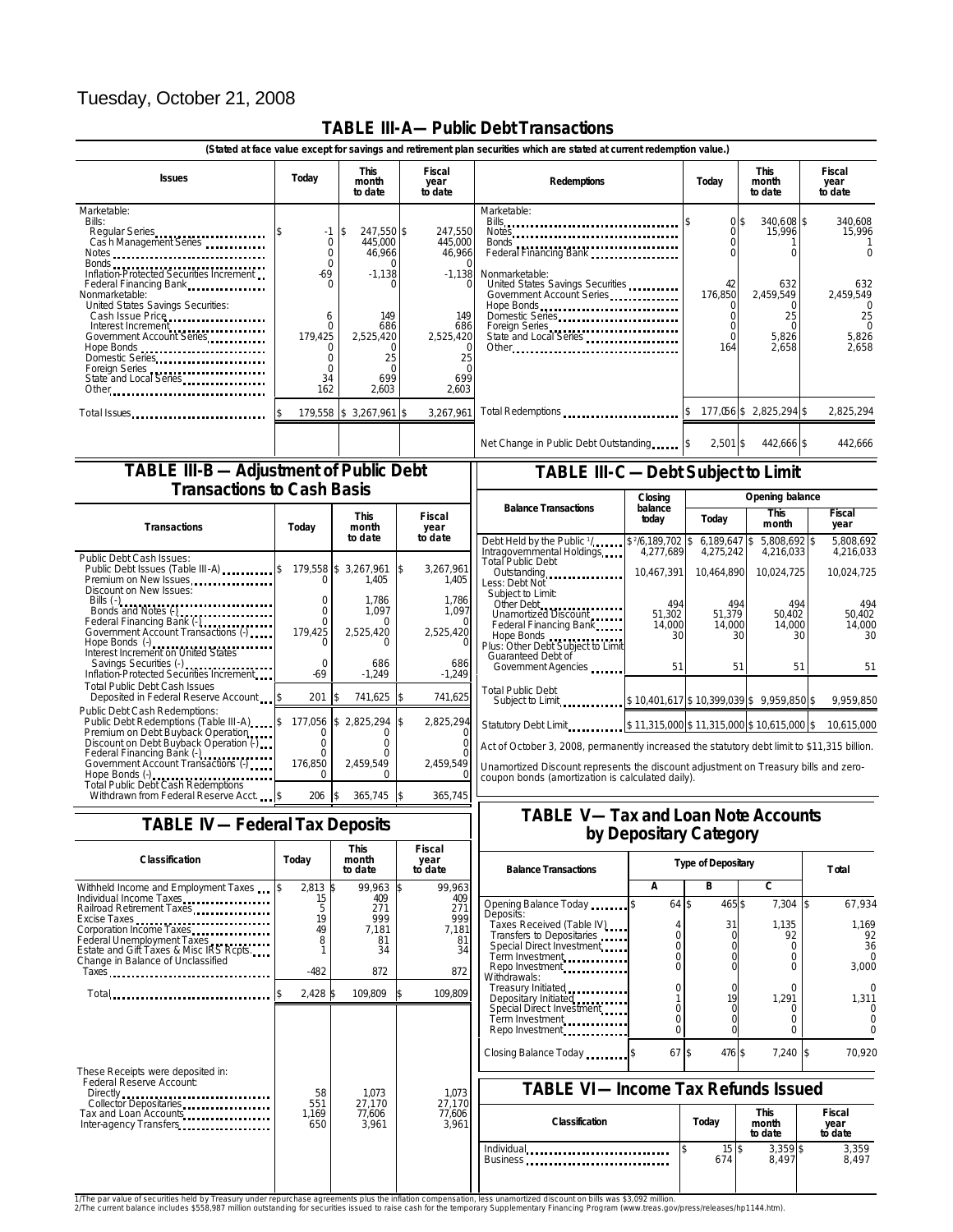Tuesday, October 21, 2008

## TABLE III-A — Public Debt Transactions

(Stated at face value except for savings and retirement plan securities which are stated at current redemption value.)

| Issues | Today | This month to date | Fiscal year to date |
|---|---|---|---|
| Marketable: | | | |
| Bills: | | | |
| Regular Series | $ -1 | $ 247,550 | $ 247,550 |
| Cash Management Series | 0 | 445,000 | 445,000 |
| Notes | 0 | 46,966 | 46,966 |
| Bonds | 0 | 0 | 0 |
| Inflation-Protected Securities Increment | -69 | -1,138 | -1,138 |
| Federal Financing Bank | 0 | 0 | 0 |
| Nonmarketable: | | | |
| United States Savings Securities: | | | |
| Cash Issue Price | 6 | 149 | 149 |
| Interest Increment | 0 | 686 | 686 |
| Government Account Series | 179,425 | 2,525,420 | 2,525,420 |
| Hope Bonds | 0 | 0 | 0 |
| Domestic Series | 0 | 25 | 25 |
| Foreign Series | 0 | 0 | 0 |
| State and Local Series | 34 | 699 | 699 |
| Other | 162 | 2,603 | 2,603 |
| Total Issues | $ 179,558 | $ 3,267,961 | $ 3,267,961 |

| Redemptions | Today | This month to date | Fiscal year to date |
|---|---|---|---|
| Marketable: | | | |
| Bills | $ 0 | $ 340,608 | $ 340,608 |
| Notes | 0 | 15,996 | 15,996 |
| Bonds | 0 | 1 | 1 |
| Federal Financing Bank | 0 | 0 | 0 |
| Nonmarketable: | | | |
| United States Savings Securities | 42 | 632 | 632 |
| Government Account Series | 176,850 | 2,459,549 | 2,459,549 |
| Hope Bonds | 0 | 0 | 0 |
| Domestic Series | 0 | 25 | 25 |
| Foreign Series | 0 | 0 | 0 |
| State and Local Series | 0 | 5,826 | 5,826 |
| Other | 164 | 2,658 | 2,658 |
| Total Redemptions | $ 177,056 | $ 2,825,294 | $ 2,825,294 |
| Net Change in Public Debt Outstanding | $ 2,501 | $ 442,666 | $ 442,666 |

## TABLE III-B — Adjustment of Public Debt Transactions to Cash Basis

| Transactions | Today | This month to date | Fiscal year to date |
|---|---|---|---|
| Public Debt Cash Issues: | | | |
| Public Debt Issues (Table III-A) | $ 179,558 | $ 3,267,961 | $ 3,267,961 |
| Premium on New Issues | 0 | 1,405 | 1,405 |
| Discount on New Issues: | | | |
| Bills (-) | 0 | 1,786 | 1,786 |
| Bonds and Notes (-) | 0 | 1,097 | 1,097 |
| Federal Financing Bank (-) | 0 | 0 | 0 |
| Government Account Transactions (-) | 179,425 | 2,525,420 | 2,525,420 |
| Hope Bonds (-) | 0 | 0 | 0 |
| Interest Increment on United States Savings Securities (-) | 0 | 686 | 686 |
| Inflation-Protected Securities Increment | -69 | -1,249 | -1,249 |
| Total Public Debt Cash Issues Deposited in Federal Reserve Account | $ 201 | $ 741,625 | $ 741,625 |
| Public Debt Cash Redemptions: | | | |
| Public Debt Redemptions (Table III-A) | $ 177,056 | $ 2,825,294 | $ 2,825,294 |
| Premium on Debt Buyback Operation | 0 | 0 | 0 |
| Discount on Debt Buyback Operation (-) | 0 | 0 | 0 |
| Federal Financing Bank (-) | 0 | 0 | 0 |
| Government Account Transactions (-) | 176,850 | 2,459,549 | 2,459,549 |
| Hope Bonds (-) | 0 | 0 | 0 |
| Total Public Debt Cash Redemptions Withdrawn from Federal Reserve Acct. | $ 206 | $ 365,745 | $ 365,745 |

## TABLE III-C — Debt Subject to Limit

| Balance Transactions | Closing balance today | Opening balance Today | Opening balance This month | Opening balance Fiscal year |
|---|---|---|---|---|
| Debt Held by the Public [1] | $ [2]6,189,702 | $ 6,189,647 | $ 5,808,692 | $ 5,808,692 |
| Intragovernmental Holdings | 4,277,689 | 4,275,242 | 4,216,033 | 4,216,033 |
| Total Public Debt Outstanding | 10,467,391 | 10,464,890 | 10,024,725 | 10,024,725 |
| Less: Debt Not Subject to Limit: | | | | |
| Other Debt | 494 | 494 | 494 | 494 |
| Unamortized Discount | 51,302 | 51,379 | 50,402 | 50,402 |
| Federal Financing Bank | 14,000 | 14,000 | 14,000 | 14,000 |
| Hope Bonds | 30 | 30 | 30 | 30 |
| Plus: Other Debt Subject to Limit Guaranteed Debt of Government Agencies | 51 | 51 | 51 | 51 |
| Total Public Debt Subject to Limit | $ 10,401,617 | $ 10,399,039 | $ 9,959,850 | $ 9,959,850 |
| Statutory Debt Limit | $ 11,315,000 | $ 11,315,000 | $ 10,615,000 | $ 10,615,000 |

Act of October 3, 2008, permanently increased the statutory debt limit to $11,315 billion.

Unamortized Discount represents the discount adjustment on Treasury bills and zero-coupon bonds (amortization is calculated daily).

## TABLE IV — Federal Tax Deposits

| Classification | Today | This month to date | Fiscal year to date |
|---|---|---|---|
| Withheld Income and Employment Taxes | $ 2,813 | $ 99,963 | $ 99,963 |
| Individual Income Taxes | 15 | 409 | 409 |
| Railroad Retirement Taxes | 5 | 271 | 271 |
| Excise Taxes | 19 | 999 | 999 |
| Corporation Income Taxes | 49 | 7,181 | 7,181 |
| Federal Unemployment Taxes | 8 | 81 | 81 |
| Estate and Gift Taxes & Misc IRS Rcpts. | 1 | 34 | 34 |
| Change in Balance of Unclassified Taxes | -482 | 872 | 872 |
| Total | $ 2,428 | $ 109,809 | $ 109,809 |
| These Receipts were deposited in: | | | |
| Federal Reserve Account: | | | |
| Directly | 58 | 1,073 | 1,073 |
| Collector Depositaries | 551 | 27,170 | 27,170 |
| Tax and Loan Accounts | 1,169 | 77,606 | 77,606 |
| Inter-agency Transfers | 650 | 3,961 | 3,961 |

## TABLE V — Tax and Loan Note Accounts by Depositary Category

| Balance Transactions | Type of Depositary A | Type of Depositary B | Type of Depositary C | Total |
|---|---|---|---|---|
| Opening Balance Today | $ 64 | $ 465 | $ 7,304 | $ 67,934 |
| Deposits: | | | | |
| Taxes Received (Table IV) | 4 | 31 | 1,135 | 1,169 |
| Transfers to Depositaries | 0 | 0 | 92 | 92 |
| Special Direct Investment | 0 | 0 | 0 | 36 |
| Term Investment | 0 | 0 | 0 | 0 |
| Repo Investment | 0 | 0 | 0 | 3,000 |
| Withdrawals: | | | | |
| Treasury Initiated | 0 | 0 | 0 | 0 |
| Depositary Initiated | 1 | 19 | 1,291 | 1,311 |
| Special Direct Investment | 0 | 0 | 0 | 0 |
| Term Investment | 0 | 0 | 0 | 0 |
| Repo Investment | 0 | 0 | 0 | 0 |
| Closing Balance Today | $ 67 | $ 476 | $ 7,240 | $ 70,920 |

## TABLE VI — Income Tax Refunds Issued

| Classification | Today | This month to date | Fiscal year to date |
|---|---|---|---|
| Individual | $ 15 | $ 3,359 | $ 3,359 |
| Business | 674 | 8,497 | 8,497 |

1/The par value of securities held by Treasury under repurchase agreements plus the inflation compensation, less unamortized discount on bills was $3,092 million.
2/The current balance includes $558,987 million outstanding for securities issued to raise cash for the temporary Supplementary Financing Program (www.treas.gov/press/releases/hp1144.htm).